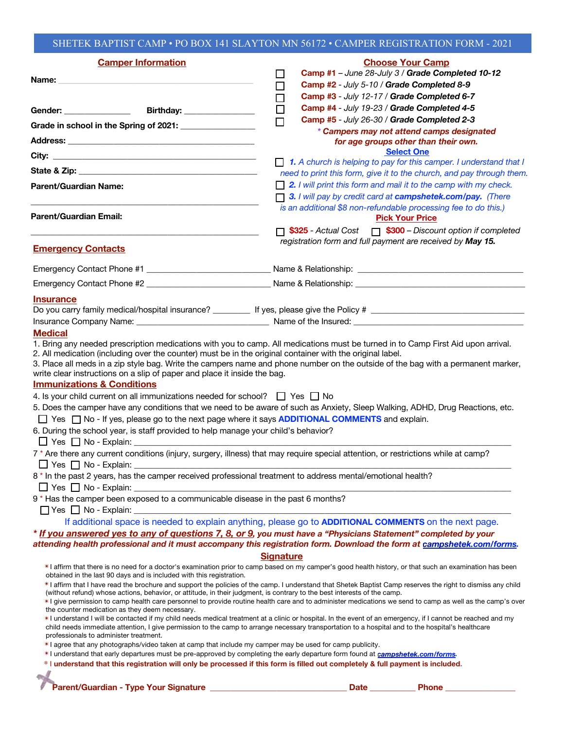SHETEK BAPTIST CAMP • PO BOX 141 SLAYTON MN 56172 • CAMPER REGISTRATION FORM - 2021

## Camper Information

**Name:** ______________________________

**Gender:** ______________ **Birthday:** ______________

**Grade in school in the Spring of 2021:** ______________

**Address:** ______________________________

**City:** ______________________________

**State & Zip:** ______________________________

**Parent/Guardian Name:**

______________________________

**Parent/Guardian Email:**

______________________________

## Choose Your Camp

- ☐ **Camp #1** – *June 28-July 3* / ***Grade Completed 10-12***
- ☐ **Camp #2** - *July 5-10* / ***Grade Completed 8-9***
- ☐ **Camp #3** - *July 12-17* / ***Grade Completed 6-7***
- ☐ **Camp #4** - *July 19-23* / ***Grade Completed 4-5***
- ☐ **Camp #5** - *July 26-30* / ***Grade Completed 2-3***

****Campers may not attend camps designated for age groups other than their own.***

### Select One

- ☐ ***1.*** *A church is helping to pay for this camper. I understand that I need to print this form, give it to the church, and pay through them.*
- ☐ ***2.*** *I will print this form and mail it to the camp with my check.*
- ☐ ***3.*** *I will pay by credit card at **campshetek.com/pay.** (There is an additional $8 non-refundable processing fee to do this.)*

### Pick Your Price

☐ **$325** - *Actual Cost* ☐ **$300** – *Discount option if completed registration form and full payment are received by **May 15.***

## Emergency Contacts

Emergency Contact Phone #1 ______________________ Name & Relationship: ______________________

Emergency Contact Phone #2 ______________________ Name & Relationship: ______________________

## Insurance

Do you carry family medical/hospital insurance? ________ If yes, please give the Policy # ______________________

Insurance Company Name: ______________________ Name of the Insured: ______________________

## Medical

1. Bring any needed prescription medications with you to camp. All medications must be turned in to Camp First Aid upon arrival.
2. All medication (including over the counter) must be in the original container with the original label.
3. Place all meds in a zip style bag. Write the campers name and phone number on the outside of the bag with a permanent marker, write clear instructions on a slip of paper and place it inside the bag.

## Immunizations & Conditions

4. Is your child current on all immunizations needed for school? ☐ Yes ☐ No

5. Does the camper have any conditions that we need to be aware of such as Anxiety, Sleep Walking, ADHD, Drug Reactions, etc.
☐ Yes ☐ No - If yes, please go to the next page where it says **ADDITIONAL COMMENTS** and explain.

6. During the school year, is staff provided to help manage your child's behavior?
☐ Yes ☐ No - Explain: ______________________________

7 * Are there any current conditions (injury, surgery, illness) that may require special attention, or restrictions while at camp?
☐ Yes ☐ No - Explain: ______________________________

8 * In the past 2 years, has the camper received professional treatment to address mental/emotional health?
☐ Yes ☐ No - Explain: ______________________________

9 * Has the camper been exposed to a communicable disease in the past 6 months?
☐ Yes ☐ No - Explain: ______________________________

If additional space is needed to explain anything, please go to **ADDITIONAL COMMENTS** on the next page.

***** ***If you answered yes to any of questions 7, 8, or 9**, you must have a "Physicians Statement" completed by your attending health professional and it must accompany this registration form. Download the form at campshetek.com/forms.***

## Signature

* I affirm that there is no need for a doctor's examination prior to camp based on my camper's good health history, or that such an examination has been obtained in the last 90 days and is included with this registration.
* I affirm that I have read the brochure and support the policies of the camp. I understand that Shetek Baptist Camp reserves the right to dismiss any child (without refund) whose actions, behavior, or attitude, in their judgment, is contrary to the best interests of the camp.
* I give permission to camp health care personnel to provide routine health care and to administer medications we send to camp as well as the camp's over the counter medication as they deem necessary.
* I understand I will be contacted if my child needs medical treatment at a clinic or hospital. In the event of an emergency, if I cannot be reached and my child needs immediate attention, I give permission to the camp to arrange necessary transportation to a hospital and to the hospital's healthcare professionals to administer treatment.
* I agree that any photographs/video taken at camp that include my camper may be used for camp publicity.
* I understand that early departures must be pre-approved by completing the early departure form found at *campshetek.com/forms*.
* I **understand that this registration will only be processed if this form is filled out completely & full payment is included.**

**Parent/Guardian - Type Your Signature** ______________________ **Date** __________ **Phone** ______________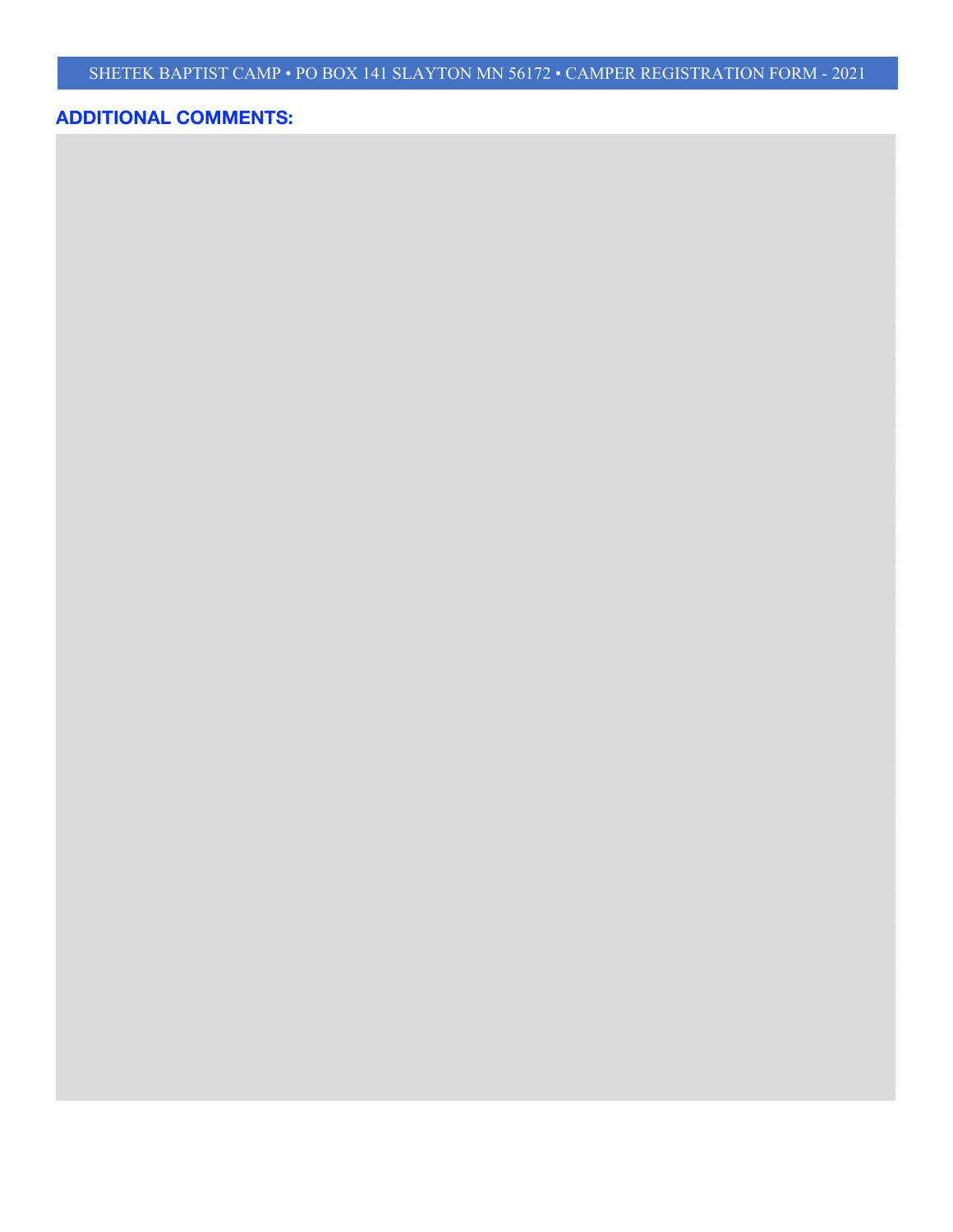## ADDITIONAL COMMENTS: